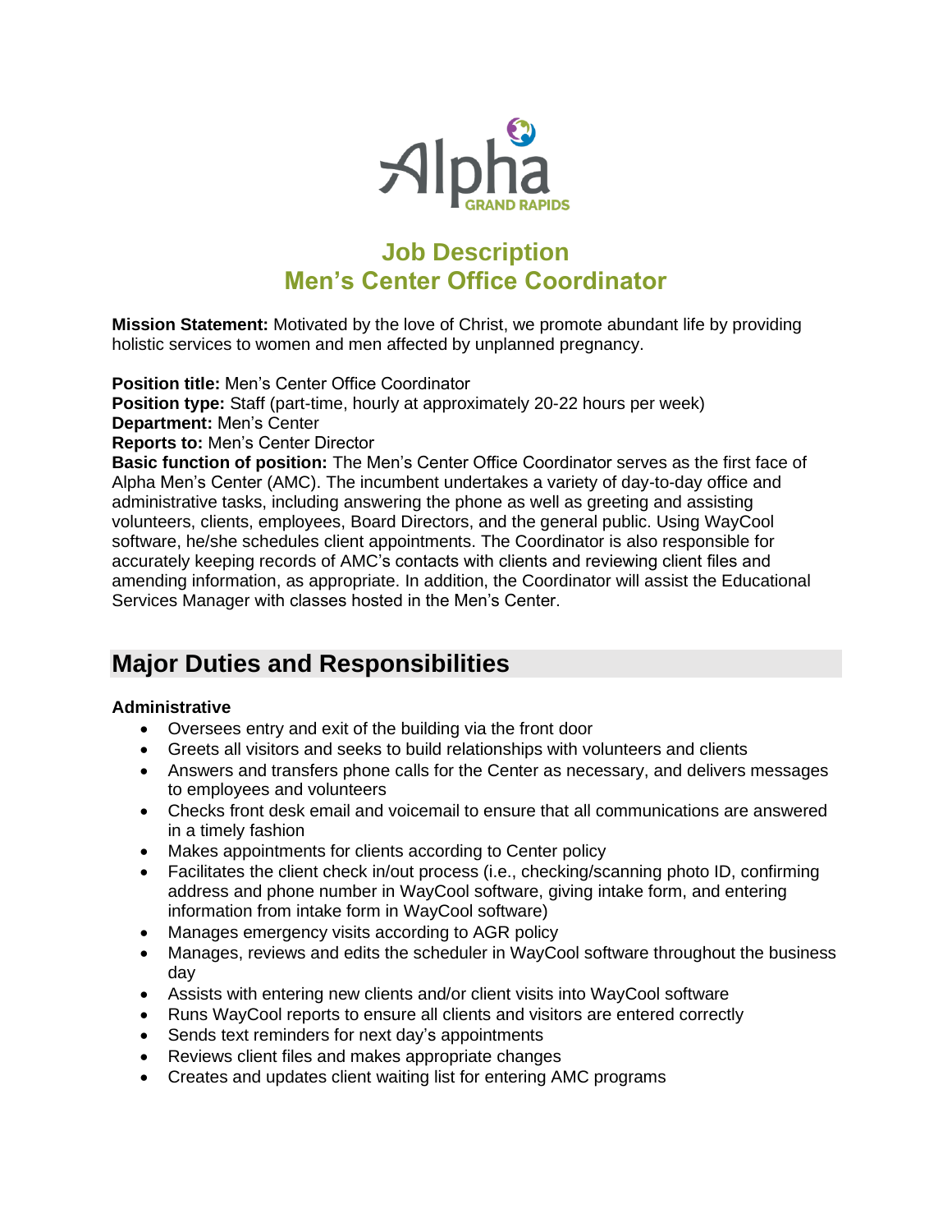Alpha GRAND RAPIDS

# Job Description
# Men's Center Office Coordinator

**Mission Statement:** Motivated by the love of Christ, we promote abundant life by providing holistic services to women and men affected by unplanned pregnancy.

**Position title:** Men's Center Office Coordinator
**Position type:** Staff (part-time, hourly at approximately 20-22 hours per week)
**Department:** Men's Center
**Reports to:** Men's Center Director
**Basic function of position:** The Men's Center Office Coordinator serves as the first face of Alpha Men's Center (AMC). The incumbent undertakes a variety of day-to-day office and administrative tasks, including answering the phone as well as greeting and assisting volunteers, clients, employees, Board Directors, and the general public. Using WayCool software, he/she schedules client appointments. The Coordinator is also responsible for accurately keeping records of AMC's contacts with clients and reviewing client files and amending information, as appropriate. In addition, the Coordinator will assist the Educational Services Manager with classes hosted in the Men's Center.

## Major Duties and Responsibilities

### Administrative

- Oversees entry and exit of the building via the front door
- Greets all visitors and seeks to build relationships with volunteers and clients
- Answers and transfers phone calls for the Center as necessary, and delivers messages to employees and volunteers
- Checks front desk email and voicemail to ensure that all communications are answered in a timely fashion
- Makes appointments for clients according to Center policy
- Facilitates the client check in/out process (i.e., checking/scanning photo ID, confirming address and phone number in WayCool software, giving intake form, and entering information from intake form in WayCool software)
- Manages emergency visits according to AGR policy
- Manages, reviews and edits the scheduler in WayCool software throughout the business day
- Assists with entering new clients and/or client visits into WayCool software
- Runs WayCool reports to ensure all clients and visitors are entered correctly
- Sends text reminders for next day's appointments
- Reviews client files and makes appropriate changes
- Creates and updates client waiting list for entering AMC programs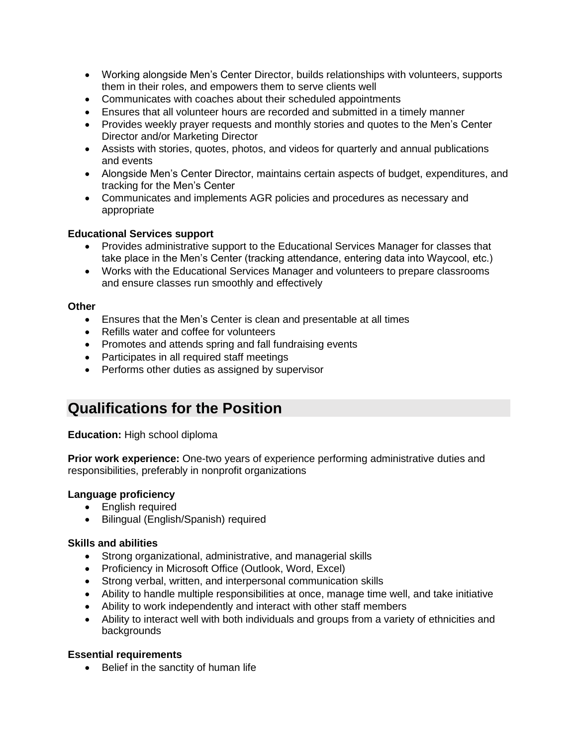- Working alongside Men's Center Director, builds relationships with volunteers, supports them in their roles, and empowers them to serve clients well
- Communicates with coaches about their scheduled appointments
- Ensures that all volunteer hours are recorded and submitted in a timely manner
- Provides weekly prayer requests and monthly stories and quotes to the Men's Center Director and/or Marketing Director
- Assists with stories, quotes, photos, and videos for quarterly and annual publications and events
- Alongside Men's Center Director, maintains certain aspects of budget, expenditures, and tracking for the Men's Center
- Communicates and implements AGR policies and procedures as necessary and appropriate

**Educational Services support**

- Provides administrative support to the Educational Services Manager for classes that take place in the Men's Center (tracking attendance, entering data into Waycool, etc.)
- Works with the Educational Services Manager and volunteers to prepare classrooms and ensure classes run smoothly and effectively

**Other**

- Ensures that the Men's Center is clean and presentable at all times
- Refills water and coffee for volunteers
- Promotes and attends spring and fall fundraising events
- Participates in all required staff meetings
- Performs other duties as assigned by supervisor

## Qualifications for the Position

**Education:** High school diploma

**Prior work experience:** One-two years of experience performing administrative duties and responsibilities, preferably in nonprofit organizations

**Language proficiency**

- English required
- Bilingual (English/Spanish) required

**Skills and abilities**

- Strong organizational, administrative, and managerial skills
- Proficiency in Microsoft Office (Outlook, Word, Excel)
- Strong verbal, written, and interpersonal communication skills
- Ability to handle multiple responsibilities at once, manage time well, and take initiative
- Ability to work independently and interact with other staff members
- Ability to interact well with both individuals and groups from a variety of ethnicities and backgrounds

**Essential requirements**

- Belief in the sanctity of human life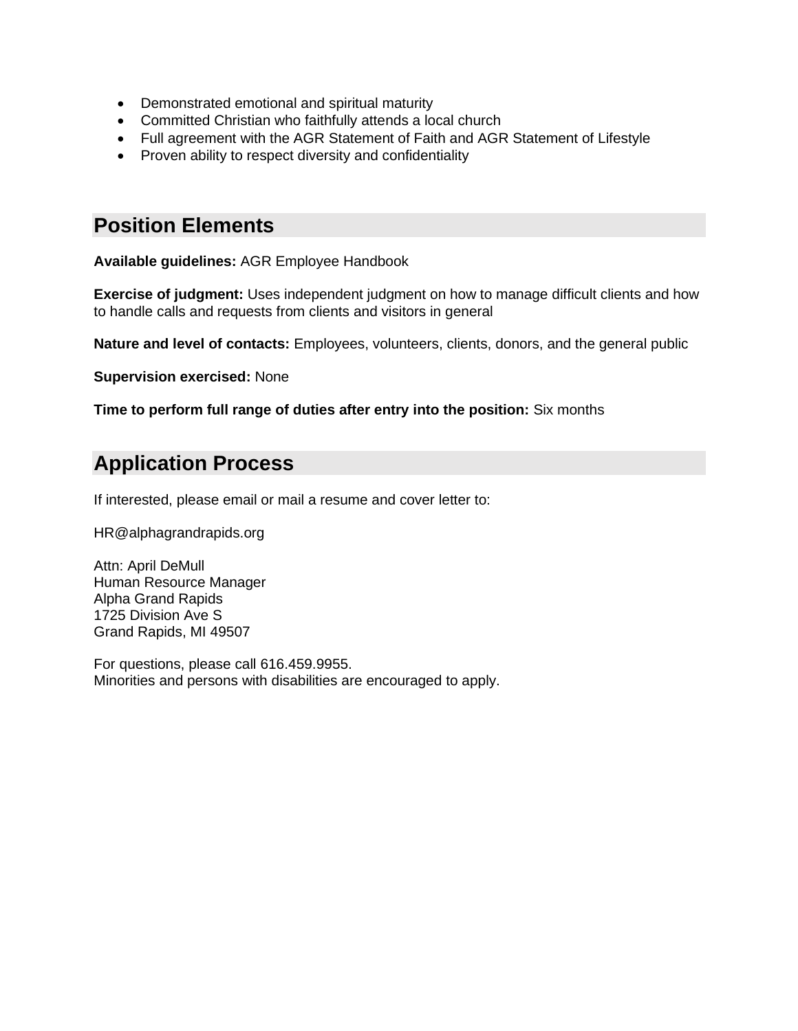- Demonstrated emotional and spiritual maturity
- Committed Christian who faithfully attends a local church
- Full agreement with the AGR Statement of Faith and AGR Statement of Lifestyle
- Proven ability to respect diversity and confidentiality

## Position Elements

**Available guidelines:** AGR Employee Handbook

**Exercise of judgment:** Uses independent judgment on how to manage difficult clients and how to handle calls and requests from clients and visitors in general

**Nature and level of contacts:** Employees, volunteers, clients, donors, and the general public

**Supervision exercised:** None

**Time to perform full range of duties after entry into the position:** Six months

## Application Process

If interested, please email or mail a resume and cover letter to:

HR@alphagrandrapids.org

Attn: April DeMull
Human Resource Manager
Alpha Grand Rapids
1725 Division Ave S
Grand Rapids, MI 49507

For questions, please call 616.459.9955.
Minorities and persons with disabilities are encouraged to apply.